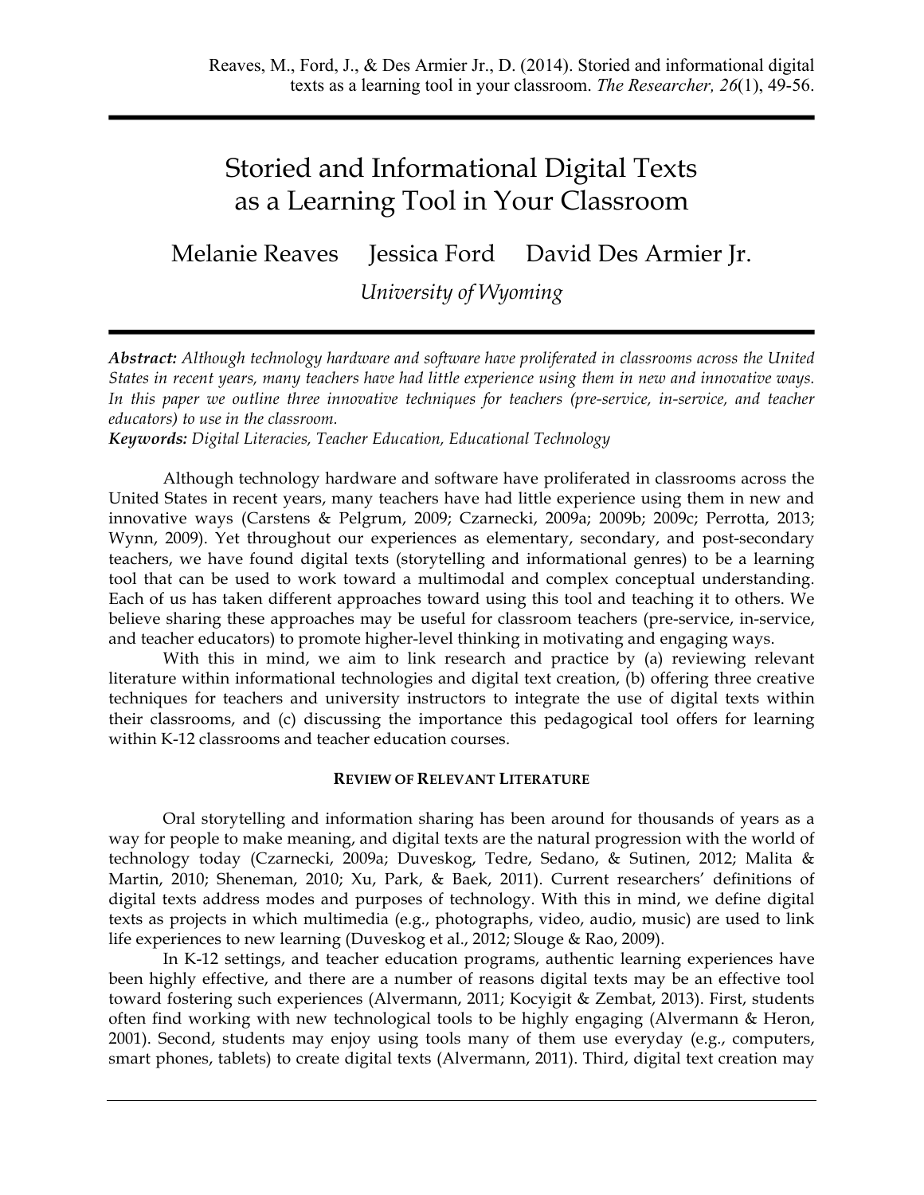Reaves, M., Ford, J., & Des Armier Jr., D. (2014). Storied and informational digital texts as a learning tool in your classroom. *The Researcher, 26*(1), 49-56.

# Storied and Informational Digital Texts as a Learning Tool in Your Classroom

Melanie Reaves Jessica Ford David Des Armier Jr.

*University of Wyoming*

***Abstract:*** *Although technology hardware and software have proliferated in classrooms across the United States in recent years, many teachers have had little experience using them in new and innovative ways. In this paper we outline three innovative techniques for teachers (pre-service, in-service, and teacher educators) to use in the classroom.*

***Keywords:*** *Digital Literacies, Teacher Education, Educational Technology*

Although technology hardware and software have proliferated in classrooms across the United States in recent years, many teachers have had little experience using them in new and innovative ways (Carstens & Pelgrum, 2009; Czarnecki, 2009a; 2009b; 2009c; Perrotta, 2013; Wynn, 2009). Yet throughout our experiences as elementary, secondary, and post-secondary teachers, we have found digital texts (storytelling and informational genres) to be a learning tool that can be used to work toward a multimodal and complex conceptual understanding. Each of us has taken different approaches toward using this tool and teaching it to others. We believe sharing these approaches may be useful for classroom teachers (pre-service, in-service, and teacher educators) to promote higher-level thinking in motivating and engaging ways.

With this in mind, we aim to link research and practice by (a) reviewing relevant literature within informational technologies and digital text creation, (b) offering three creative techniques for teachers and university instructors to integrate the use of digital texts within their classrooms, and (c) discussing the importance this pedagogical tool offers for learning within K-12 classrooms and teacher education courses.

## Review of Relevant Literature

Oral storytelling and information sharing has been around for thousands of years as a way for people to make meaning, and digital texts are the natural progression with the world of technology today (Czarnecki, 2009a; Duveskog, Tedre, Sedano, & Sutinen, 2012; Malita & Martin, 2010; Sheneman, 2010; Xu, Park, & Baek, 2011). Current researchers' definitions of digital texts address modes and purposes of technology. With this in mind, we define digital texts as projects in which multimedia (e.g., photographs, video, audio, music) are used to link life experiences to new learning (Duveskog et al., 2012; Slouge & Rao, 2009).

In K-12 settings, and teacher education programs, authentic learning experiences have been highly effective, and there are a number of reasons digital texts may be an effective tool toward fostering such experiences (Alvermann, 2011; Kocyigit & Zembat, 2013). First, students often find working with new technological tools to be highly engaging (Alvermann & Heron, 2001). Second, students may enjoy using tools many of them use everyday (e.g., computers, smart phones, tablets) to create digital texts (Alvermann, 2011). Third, digital text creation may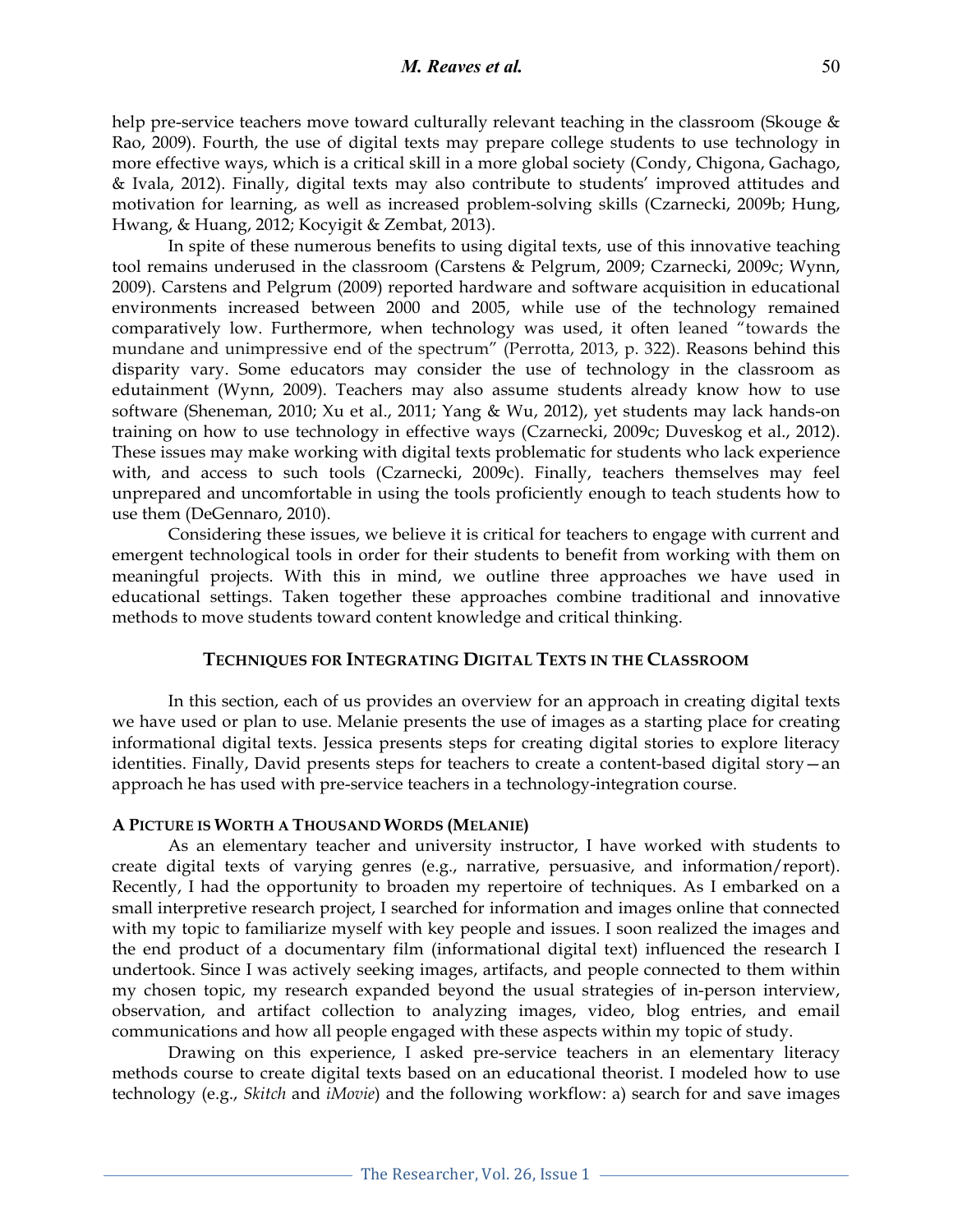help pre-service teachers move toward culturally relevant teaching in the classroom (Skouge & Rao, 2009). Fourth, the use of digital texts may prepare college students to use technology in more effective ways, which is a critical skill in a more global society (Condy, Chigona, Gachago, & Ivala, 2012). Finally, digital texts may also contribute to students' improved attitudes and motivation for learning, as well as increased problem-solving skills (Czarnecki, 2009b; Hung, Hwang, & Huang, 2012; Kocyigit & Zembat, 2013).

In spite of these numerous benefits to using digital texts, use of this innovative teaching tool remains underused in the classroom (Carstens & Pelgrum, 2009; Czarnecki, 2009c; Wynn, 2009). Carstens and Pelgrum (2009) reported hardware and software acquisition in educational environments increased between 2000 and 2005, while use of the technology remained comparatively low. Furthermore, when technology was used, it often leaned "towards the mundane and unimpressive end of the spectrum" (Perrotta, 2013, p. 322). Reasons behind this disparity vary. Some educators may consider the use of technology in the classroom as edutainment (Wynn, 2009). Teachers may also assume students already know how to use software (Sheneman, 2010; Xu et al., 2011; Yang & Wu, 2012), yet students may lack hands-on training on how to use technology in effective ways (Czarnecki, 2009c; Duveskog et al., 2012). These issues may make working with digital texts problematic for students who lack experience with, and access to such tools (Czarnecki, 2009c). Finally, teachers themselves may feel unprepared and uncomfortable in using the tools proficiently enough to teach students how to use them (DeGennaro, 2010).

Considering these issues, we believe it is critical for teachers to engage with current and emergent technological tools in order for their students to benefit from working with them on meaningful projects. With this in mind, we outline three approaches we have used in educational settings. Taken together these approaches combine traditional and innovative methods to move students toward content knowledge and critical thinking.

## TECHNIQUES FOR INTEGRATING DIGITAL TEXTS IN THE CLASSROOM

In this section, each of us provides an overview for an approach in creating digital texts we have used or plan to use. Melanie presents the use of images as a starting place for creating informational digital texts. Jessica presents steps for creating digital stories to explore literacy identities. Finally, David presents steps for teachers to create a content-based digital story—an approach he has used with pre-service teachers in a technology-integration course.

### A PICTURE IS WORTH A THOUSAND WORDS (MELANIE)

As an elementary teacher and university instructor, I have worked with students to create digital texts of varying genres (e.g., narrative, persuasive, and information/report). Recently, I had the opportunity to broaden my repertoire of techniques. As I embarked on a small interpretive research project, I searched for information and images online that connected with my topic to familiarize myself with key people and issues. I soon realized the images and the end product of a documentary film (informational digital text) influenced the research I undertook. Since I was actively seeking images, artifacts, and people connected to them within my chosen topic, my research expanded beyond the usual strategies of in-person interview, observation, and artifact collection to analyzing images, video, blog entries, and email communications and how all people engaged with these aspects within my topic of study.

Drawing on this experience, I asked pre-service teachers in an elementary literacy methods course to create digital texts based on an educational theorist. I modeled how to use technology (e.g., *Skitch* and *iMovie*) and the following workflow: a) search for and save images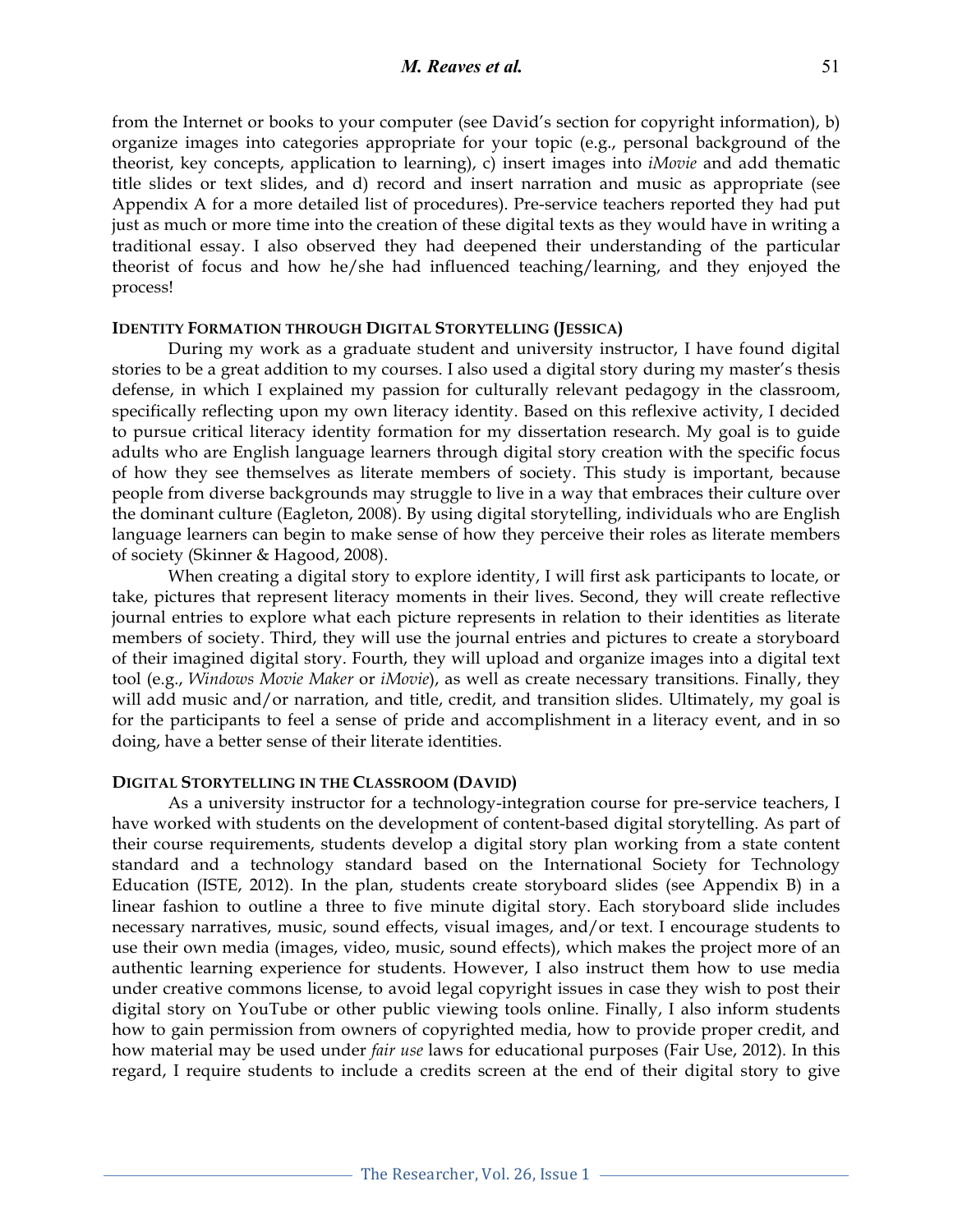from the Internet or books to your computer (see David's section for copyright information), b) organize images into categories appropriate for your topic (e.g., personal background of the theorist, key concepts, application to learning), c) insert images into *iMovie* and add thematic title slides or text slides, and d) record and insert narration and music as appropriate (see Appendix A for a more detailed list of procedures). Pre-service teachers reported they had put just as much or more time into the creation of these digital texts as they would have in writing a traditional essay. I also observed they had deepened their understanding of the particular theorist of focus and how he/she had influenced teaching/learning, and they enjoyed the process!

### IDENTITY FORMATION THROUGH DIGITAL STORYTELLING (JESSICA)

During my work as a graduate student and university instructor, I have found digital stories to be a great addition to my courses. I also used a digital story during my master's thesis defense, in which I explained my passion for culturally relevant pedagogy in the classroom, specifically reflecting upon my own literacy identity. Based on this reflexive activity, I decided to pursue critical literacy identity formation for my dissertation research. My goal is to guide adults who are English language learners through digital story creation with the specific focus of how they see themselves as literate members of society. This study is important, because people from diverse backgrounds may struggle to live in a way that embraces their culture over the dominant culture (Eagleton, 2008). By using digital storytelling, individuals who are English language learners can begin to make sense of how they perceive their roles as literate members of society (Skinner & Hagood, 2008).

When creating a digital story to explore identity, I will first ask participants to locate, or take, pictures that represent literacy moments in their lives. Second, they will create reflective journal entries to explore what each picture represents in relation to their identities as literate members of society. Third, they will use the journal entries and pictures to create a storyboard of their imagined digital story. Fourth, they will upload and organize images into a digital text tool (e.g., *Windows Movie Maker* or *iMovie*), as well as create necessary transitions. Finally, they will add music and/or narration, and title, credit, and transition slides. Ultimately, my goal is for the participants to feel a sense of pride and accomplishment in a literacy event, and in so doing, have a better sense of their literate identities.

### DIGITAL STORYTELLING IN THE CLASSROOM (DAVID)

As a university instructor for a technology-integration course for pre-service teachers, I have worked with students on the development of content-based digital storytelling. As part of their course requirements, students develop a digital story plan working from a state content standard and a technology standard based on the International Society for Technology Education (ISTE, 2012). In the plan, students create storyboard slides (see Appendix B) in a linear fashion to outline a three to five minute digital story. Each storyboard slide includes necessary narratives, music, sound effects, visual images, and/or text. I encourage students to use their own media (images, video, music, sound effects), which makes the project more of an authentic learning experience for students. However, I also instruct them how to use media under creative commons license, to avoid legal copyright issues in case they wish to post their digital story on YouTube or other public viewing tools online. Finally, I also inform students how to gain permission from owners of copyrighted media, how to provide proper credit, and how material may be used under *fair use* laws for educational purposes (Fair Use, 2012). In this regard, I require students to include a credits screen at the end of their digital story to give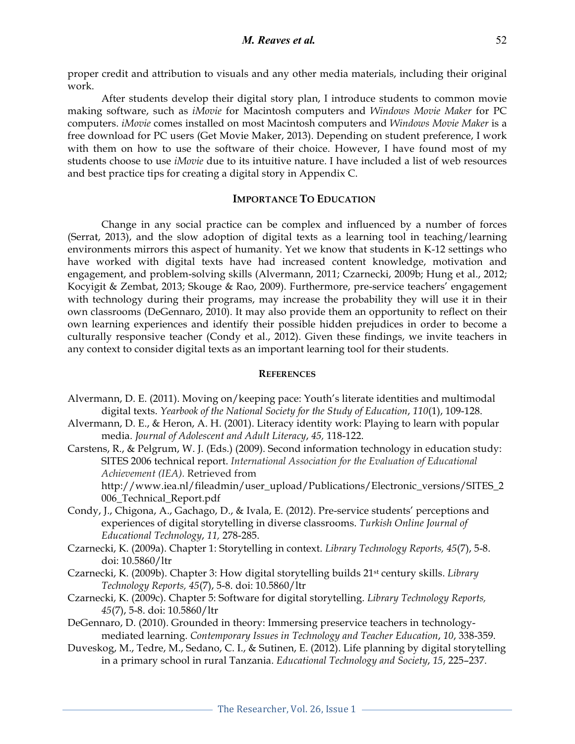proper credit and attribution to visuals and any other media materials, including their original work.

After students develop their digital story plan, I introduce students to common movie making software, such as *iMovie* for Macintosh computers and *Windows Movie Maker* for PC computers. *iMovie* comes installed on most Macintosh computers and *Windows Movie Maker* is a free download for PC users (Get Movie Maker, 2013). Depending on student preference, I work with them on how to use the software of their choice. However, I have found most of my students choose to use *iMovie* due to its intuitive nature. I have included a list of web resources and best practice tips for creating a digital story in Appendix C.

## IMPORTANCE TO EDUCATION

Change in any social practice can be complex and influenced by a number of forces (Serrat, 2013), and the slow adoption of digital texts as a learning tool in teaching/learning environments mirrors this aspect of humanity. Yet we know that students in K-12 settings who have worked with digital texts have had increased content knowledge, motivation and engagement, and problem-solving skills (Alvermann, 2011; Czarnecki, 2009b; Hung et al., 2012; Kocyigit & Zembat, 2013; Skouge & Rao, 2009). Furthermore, pre-service teachers' engagement with technology during their programs, may increase the probability they will use it in their own classrooms (DeGennaro, 2010). It may also provide them an opportunity to reflect on their own learning experiences and identify their possible hidden prejudices in order to become a culturally responsive teacher (Condy et al., 2012). Given these findings, we invite teachers in any context to consider digital texts as an important learning tool for their students.

## REFERENCES

Alvermann, D. E. (2011). Moving on/keeping pace: Youth's literate identities and multimodal digital texts. *Yearbook of the National Society for the Study of Education*, *110*(1), 109-128.

Alvermann, D. E., & Heron, A. H. (2001). Literacy identity work: Playing to learn with popular media. *Journal of Adolescent and Adult Literacy*, *45,* 118-122.

Carstens, R., & Pelgrum, W. J. (Eds.) (2009). Second information technology in education study: SITES 2006 technical report. *International Association for the Evaluation of Educational Achievement (IEA).* Retrieved from http://www.iea.nl/fileadmin/user_upload/Publications/Electronic_versions/SITES_2006_Technical_Report.pdf

Condy, J., Chigona, A., Gachago, D., & Ivala, E. (2012). Pre-service students' perceptions and experiences of digital storytelling in diverse classrooms. *Turkish Online Journal of Educational Technology*, *11,* 278-285.

Czarnecki, K. (2009a). Chapter 1: Storytelling in context. *Library Technology Reports, 45*(7), 5-8. doi: 10.5860/ltr

Czarnecki, K. (2009b). Chapter 3: How digital storytelling builds 21st century skills. *Library Technology Reports, 45*(7), 5-8. doi: 10.5860/ltr

Czarnecki, K. (2009c). Chapter 5: Software for digital storytelling. *Library Technology Reports, 45*(7), 5-8. doi: 10.5860/ltr

DeGennaro, D. (2010). Grounded in theory: Immersing preservice teachers in technology-mediated learning. *Contemporary Issues in Technology and Teacher Education*, *10*, 338-359.

Duveskog, M., Tedre, M., Sedano, C. I., & Sutinen, E. (2012). Life planning by digital storytelling in a primary school in rural Tanzania. *Educational Technology and Society*, *15*, 225–237.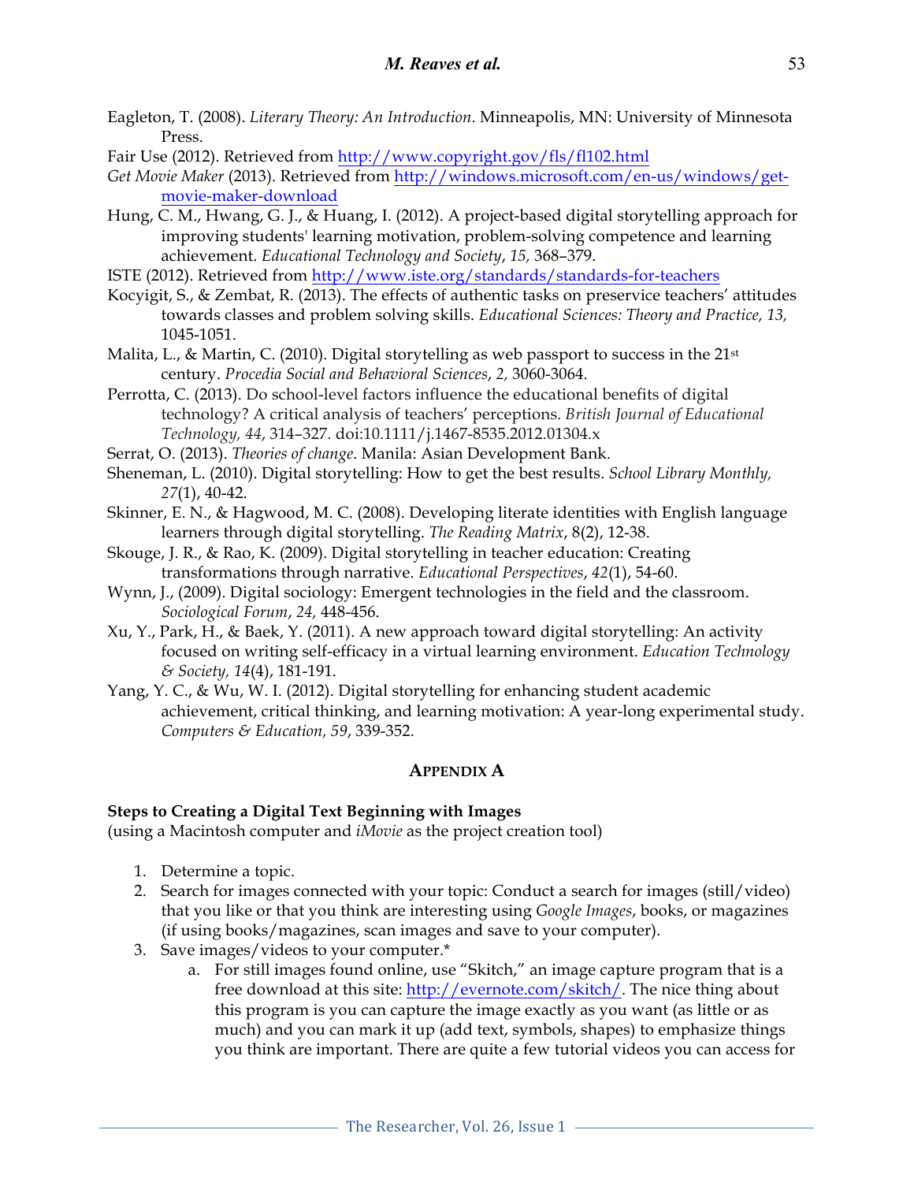Eagleton, T. (2008). *Literary Theory: An Introduction*. Minneapolis, MN: University of Minnesota Press.

Fair Use (2012). Retrieved from http://www.copyright.gov/fls/fl102.html

*Get Movie Maker* (2013). Retrieved from http://windows.microsoft.com/en-us/windows/get-movie-maker-download

Hung, C. M., Hwang, G. J., & Huang, I. (2012). A project-based digital storytelling approach for improving students' learning motivation, problem-solving competence and learning achievement. *Educational Technology and Society*, *15,* 368–379.

ISTE (2012). Retrieved from http://www.iste.org/standards/standards-for-teachers

Kocyigit, S., & Zembat, R. (2013). The effects of authentic tasks on preservice teachers' attitudes towards classes and problem solving skills. *Educational Sciences: Theory and Practice, 13,* 1045-1051.

Malita, L., & Martin, C. (2010). Digital storytelling as web passport to success in the 21st century. *Procedia Social and Behavioral Sciences*, *2,* 3060-3064.

Perrotta, C. (2013). Do school-level factors influence the educational benefits of digital technology? A critical analysis of teachers' perceptions. *British Journal of Educational Technology, 44*, 314–327. doi:10.1111/j.1467-8535.2012.01304.x

Serrat, O. (2013). *Theories of change*. Manila: Asian Development Bank.

Sheneman, L. (2010). Digital storytelling: How to get the best results. *School Library Monthly, 27*(1), 40-42.

Skinner, E. N., & Hagwood, M. C. (2008). Developing literate identities with English language learners through digital storytelling. *The Reading Matrix*, 8(2), 12-38.

Skouge, J. R., & Rao, K. (2009). Digital storytelling in teacher education: Creating transformations through narrative. *Educational Perspectives*, *42*(1), 54-60.

Wynn, J., (2009). Digital sociology: Emergent technologies in the field and the classroom. *Sociological Forum*, *24,* 448-456.

Xu, Y., Park, H., & Baek, Y. (2011). A new approach toward digital storytelling: An activity focused on writing self-efficacy in a virtual learning environment. *Education Technology & Society, 14*(4), 181-191.

Yang, Y. C., & Wu, W. I. (2012). Digital storytelling for enhancing student academic achievement, critical thinking, and learning motivation: A year-long experimental study. *Computers & Education, 59*, 339-352.

## APPENDIX A

**Steps to Creating a Digital Text Beginning with Images**
(using a Macintosh computer and *iMovie* as the project creation tool)

1. Determine a topic.
2. Search for images connected with your topic: Conduct a search for images (still/video) that you like or that you think are interesting using *Google Images*, books, or magazines (if using books/magazines, scan images and save to your computer).
3. Save images/videos to your computer.*
   a. For still images found online, use "Skitch," an image capture program that is a free download at this site: http://evernote.com/skitch/. The nice thing about this program is you can capture the image exactly as you want (as little or as much) and you can mark it up (add text, symbols, shapes) to emphasize things you think are important. There are quite a few tutorial videos you can access for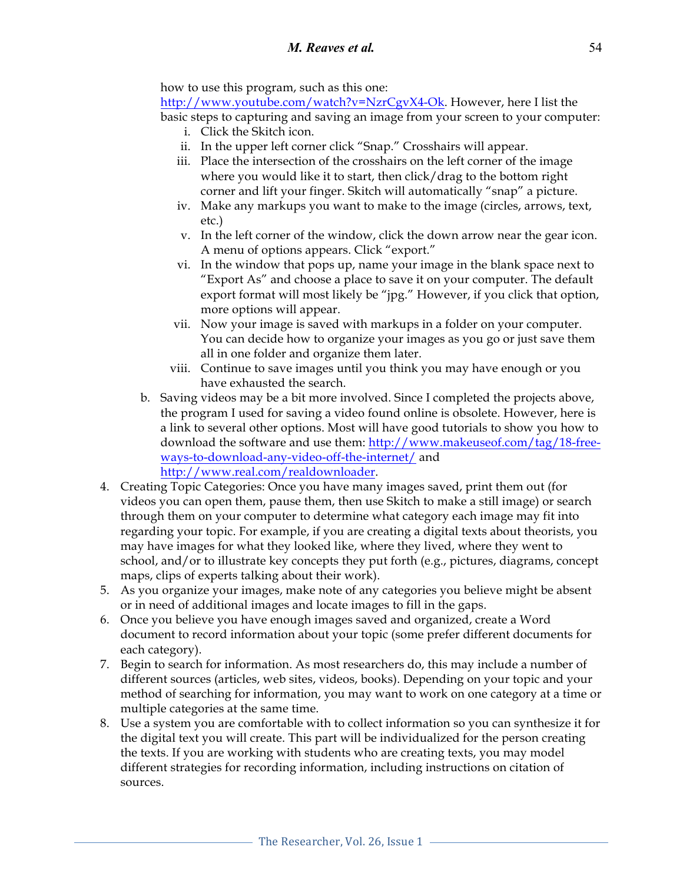how to use this program, such as this one: [http://www.youtube.com/watch?v=NzrCgvX4-Ok](http://www.youtube.com/watch?v=NzrCgvX4-Ok). However, here I list the basic steps to capturing and saving an image from your screen to your computer:

   i. Click the Skitch icon.
   ii. In the upper left corner click "Snap." Crosshairs will appear.
   iii. Place the intersection of the crosshairs on the left corner of the image where you would like it to start, then click/drag to the bottom right corner and lift your finger. Skitch will automatically "snap" a picture.
   iv. Make any markups you want to make to the image (circles, arrows, text, etc.)
   v. In the left corner of the window, click the down arrow near the gear icon. A menu of options appears. Click "export."
   vi. In the window that pops up, name your image in the blank space next to "Export As" and choose a place to save it on your computer. The default export format will most likely be "jpg." However, if you click that option, more options will appear.
   vii. Now your image is saved with markups in a folder on your computer. You can decide how to organize your images as you go or just save them all in one folder and organize them later.
   viii. Continue to save images until you think you may have enough or you have exhausted the search.

   b. Saving videos may be a bit more involved. Since I completed the projects above, the program I used for saving a video found online is obsolete. However, here is a link to several other options. Most will have good tutorials to show you how to download the software and use them: [http://www.makeuseof.com/tag/18-free-ways-to-download-any-video-off-the-internet/](http://www.makeuseof.com/tag/18-free-ways-to-download-any-video-off-the-internet/) and [http://www.real.com/realdownloader](http://www.real.com/realdownloader).

4. Creating Topic Categories: Once you have many images saved, print them out (for videos you can open them, pause them, then use Skitch to make a still image) or search through them on your computer to determine what category each image may fit into regarding your topic. For example, if you are creating a digital texts about theorists, you may have images for what they looked like, where they lived, where they went to school, and/or to illustrate key concepts they put forth (e.g., pictures, diagrams, concept maps, clips of experts talking about their work).
5. As you organize your images, make note of any categories you believe might be absent or in need of additional images and locate images to fill in the gaps.
6. Once you believe you have enough images saved and organized, create a Word document to record information about your topic (some prefer different documents for each category).
7. Begin to search for information. As most researchers do, this may include a number of different sources (articles, web sites, videos, books). Depending on your topic and your method of searching for information, you may want to work on one category at a time or multiple categories at the same time.
8. Use a system you are comfortable with to collect information so you can synthesize it for the digital text you will create. This part will be individualized for the person creating the texts. If you are working with students who are creating texts, you may model different strategies for recording information, including instructions on citation of sources.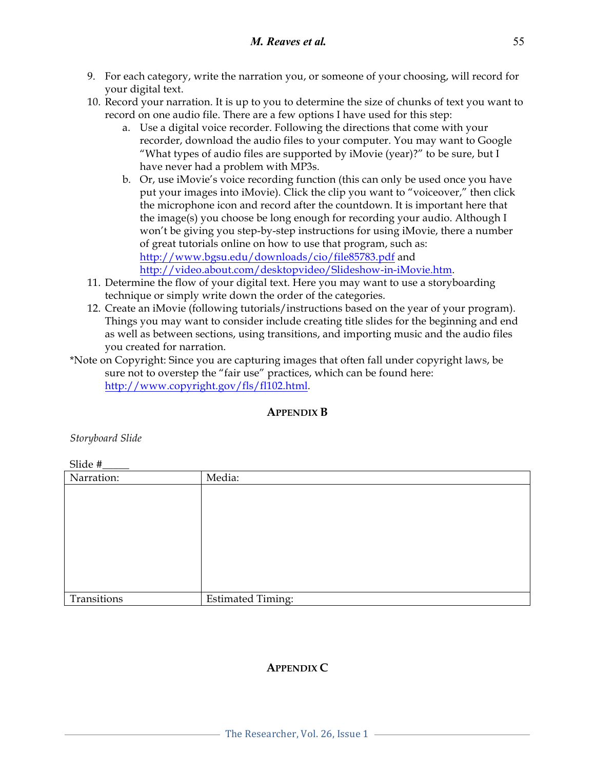9. For each category, write the narration you, or someone of your choosing, will record for your digital text.
10. Record your narration. It is up to you to determine the size of chunks of text you want to record on one audio file. There are a few options I have used for this step:
    a. Use a digital voice recorder. Following the directions that come with your recorder, download the audio files to your computer. You may want to Google "What types of audio files are supported by iMovie (year)?" to be sure, but I have never had a problem with MP3s.
    b. Or, use iMovie's voice recording function (this can only be used once you have put your images into iMovie). Click the clip you want to "voiceover," then click the microphone icon and record after the countdown. It is important here that the image(s) you choose be long enough for recording your audio. Although I won't be giving you step-by-step instructions for using iMovie, there a number of great tutorials online on how to use that program, such as: [http://www.bgsu.edu/downloads/cio/file85783.pdf](http://www.bgsu.edu/downloads/cio/file85783.pdf) and [http://video.about.com/desktopvideo/Slideshow-in-iMovie.htm](http://video.about.com/desktopvideo/Slideshow-in-iMovie.htm).
11. Determine the flow of your digital text. Here you may want to use a storyboarding technique or simply write down the order of the categories.
12. Create an iMovie (following tutorials/instructions based on the year of your program). Things you may want to consider include creating title slides for the beginning and end as well as between sections, using transitions, and importing music and the audio files you created for narration.

*Note on Copyright: Since you are capturing images that often fall under copyright laws, be sure not to overstep the "fair use" practices, which can be found here: [http://www.copyright.gov/fls/fl102.html](http://www.copyright.gov/fls/fl102.html).

## APPENDIX B

*Storyboard Slide*

Slide #_____

| Narration: | Media: |
|---|---|
| | |
| Transitions | Estimated Timing: |

## APPENDIX C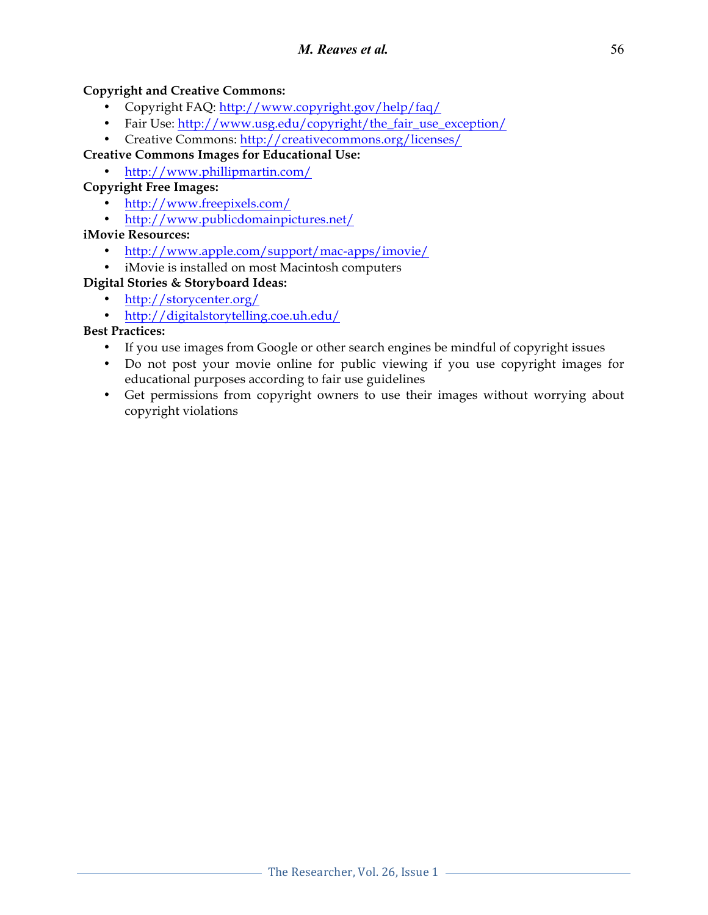**Copyright and Creative Commons:**

- Copyright FAQ: http://www.copyright.gov/help/faq/
- Fair Use: http://www.usg.edu/copyright/the_fair_use_exception/
- Creative Commons: http://creativecommons.org/licenses/

**Creative Commons Images for Educational Use:**

- http://www.phillipmartin.com/

**Copyright Free Images:**

- http://www.freepixels.com/
- http://www.publicdomainpictures.net/

**iMovie Resources:**

- http://www.apple.com/support/mac-apps/imovie/
- iMovie is installed on most Macintosh computers

**Digital Stories & Storyboard Ideas:**

- http://storycenter.org/
- http://digitalstorytelling.coe.uh.edu/

**Best Practices:**

- If you use images from Google or other search engines be mindful of copyright issues
- Do not post your movie online for public viewing if you use copyright images for educational purposes according to fair use guidelines
- Get permissions from copyright owners to use their images without worrying about copyright violations